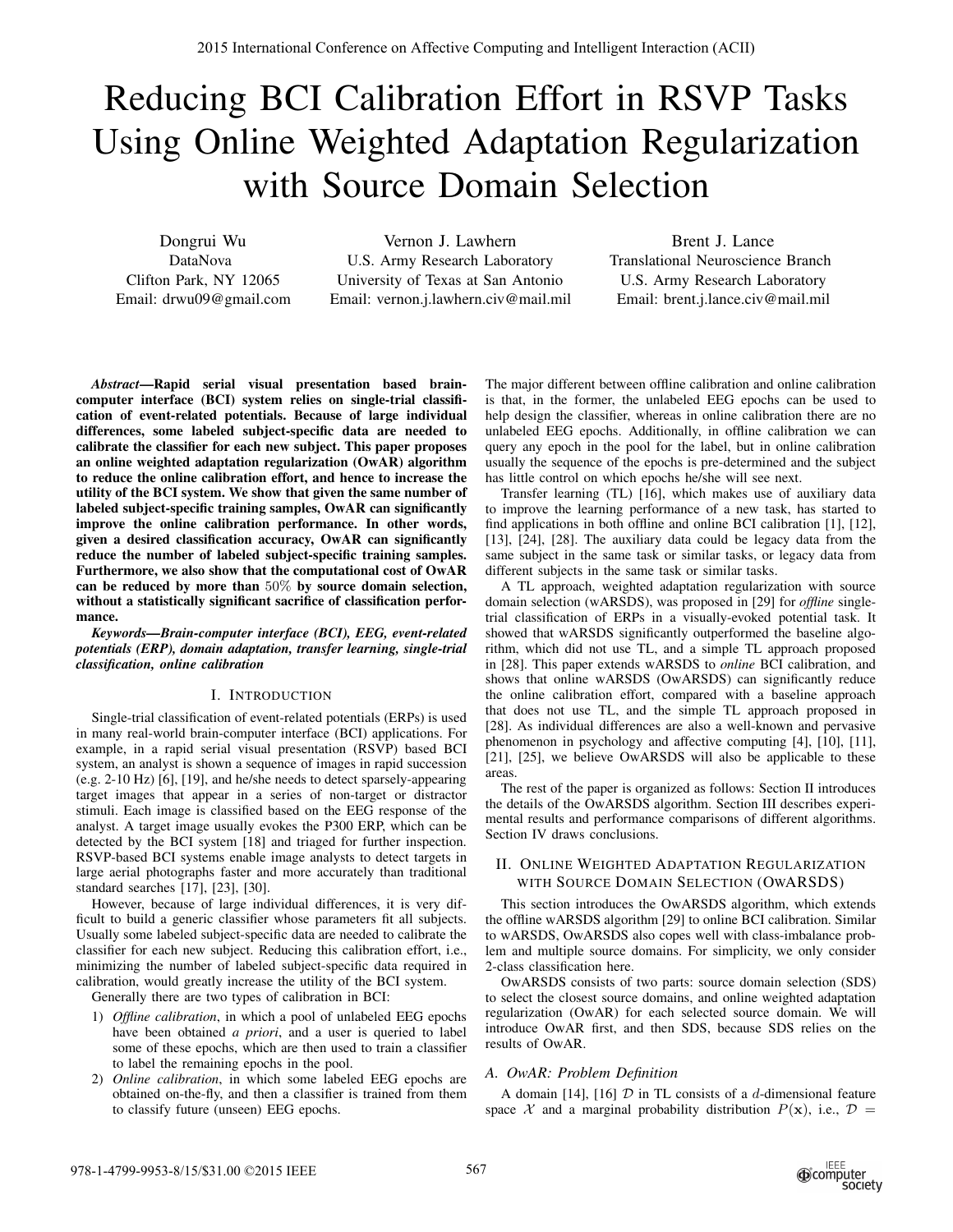# Reducing BCI Calibration Effort in RSVP Tasks Using Online Weighted Adaptation Regularization with Source Domain Selection

Dongrui Wu
DataNova
Clifton Park, NY 12065
Email: drwu09@gmail.com

Vernon J. Lawhern
U.S. Army Research Laboratory
University of Texas at San Antonio
Email: vernon.j.lawhern.civ@mail.mil

Brent J. Lance
Translational Neuroscience Branch
U.S. Army Research Laboratory
Email: brent.j.lance.civ@mail.mil

***Abstract*—Rapid serial visual presentation based brain-computer interface (BCI) system relies on single-trial classification of event-related potentials. Because of large individual differences, some labeled subject-specific data are needed to calibrate the classifier for each new subject. This paper proposes an online weighted adaptation regularization (OwAR) algorithm to reduce the online calibration effort, and hence to increase the utility of the BCI system. We show that given the same number of labeled subject-specific training samples, OwAR can significantly improve the online calibration performance. In other words, given a desired classification accuracy, OwAR can significantly reduce the number of labeled subject-specific training samples. Furthermore, we also show that the computational cost of OwAR can be reduced by more than $50\%$ by source domain selection, without a statistically significant sacrifice of classification performance.**

***Keywords*—Brain-computer interface (BCI), EEG, event-related potentials (ERP), domain adaptation, transfer learning, single-trial classification, online calibration**

## I. Introduction

Single-trial classification of event-related potentials (ERPs) is used in many real-world brain-computer interface (BCI) applications. For example, in a rapid serial visual presentation (RSVP) based BCI system, an analyst is shown a sequence of images in rapid succession (e.g. 2-10 Hz) [6], [19], and he/she needs to detect sparsely-appearing target images that appear in a series of non-target or distractor stimuli. Each image is classified based on the EEG response of the analyst. A target image usually evokes the P300 ERP, which can be detected by the BCI system [18] and triaged for further inspection. RSVP-based BCI systems enable image analysts to detect targets in large aerial photographs faster and more accurately than traditional standard searches [17], [23], [30].

However, because of large individual differences, it is very difficult to build a generic classifier whose parameters fit all subjects. Usually some labeled subject-specific data are needed to calibrate the classifier for each new subject. Reducing this calibration effort, i.e., minimizing the number of labeled subject-specific data required in calibration, would greatly increase the utility of the BCI system.

Generally there are two types of calibration in BCI:

1) *Offline calibration*, in which a pool of unlabeled EEG epochs have been obtained *a priori*, and a user is queried to label some of these epochs, which are then used to train a classifier to label the remaining epochs in the pool.
2) *Online calibration*, in which some labeled EEG epochs are obtained on-the-fly, and then a classifier is trained from them to classify future (unseen) EEG epochs.

The major different between offline calibration and online calibration is that, in the former, the unlabeled EEG epochs can be used to help design the classifier, whereas in online calibration there are no unlabeled EEG epochs. Additionally, in offline calibration we can query any epoch in the pool for the label, but in online calibration usually the sequence of the epochs is pre-determined and the subject has little control on which epochs he/she will see next.

Transfer learning (TL) [16], which makes use of auxiliary data to improve the learning performance of a new task, has started to find applications in both offline and online BCI calibration [1], [12], [13], [24], [28]. The auxiliary data could be legacy data from the same subject in the same task or similar tasks, or legacy data from different subjects in the same task or similar tasks.

A TL approach, weighted adaptation regularization with source domain selection (wARSDS), was proposed in [29] for *offline* single-trial classification of ERPs in a visually-evoked potential task. It showed that wARSDS significantly outperformed the baseline algorithm, which did not use TL, and a simple TL approach proposed in [28]. This paper extends wARSDS to *online* BCI calibration, and shows that online wARSDS (OwARSDS) can significantly reduce the online calibration effort, compared with a baseline approach that does not use TL, and the simple TL approach proposed in [28]. As individual differences are also a well-known and pervasive phenomenon in psychology and affective computing [4], [10], [11], [21], [25], we believe OwARSDS will also be applicable to these areas.

The rest of the paper is organized as follows: Section II introduces the details of the OwARSDS algorithm. Section III describes experimental results and performance comparisons of different algorithms. Section IV draws conclusions.

## II. Online Weighted Adaptation Regularization with Source Domain Selection (OwARSDS)

This section introduces the OwARSDS algorithm, which extends the offline wARSDS algorithm [29] to online BCI calibration. Similar to wARSDS, OwARSDS also copes well with class-imbalance problem and multiple source domains. For simplicity, we only consider 2-class classification here.

OwARSDS consists of two parts: source domain selection (SDS) to select the closest source domains, and online weighted adaptation regularization (OwAR) for each selected source domain. We will introduce OwAR first, and then SDS, because SDS relies on the results of OwAR.

### A. OwAR: Problem Definition

A domain [14], [16] $\mathcal{D}$ in TL consists of a $d$-dimensional feature space $\mathcal{X}$ and a marginal probability distribution $P(\mathbf{x})$, i.e., $\mathcal{D} =$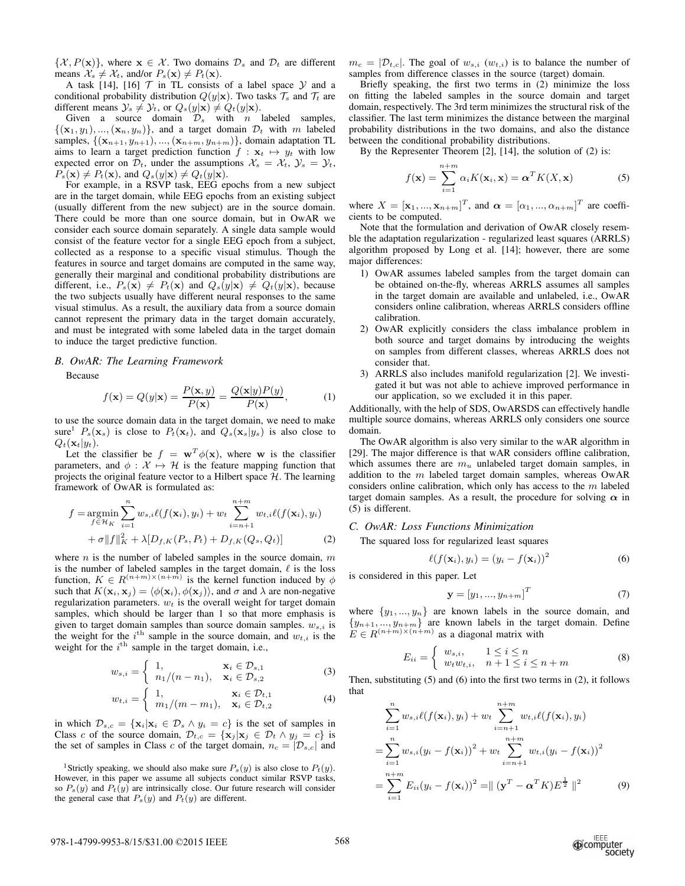$\{\mathcal{X}, P(\mathbf{x})\}$, where $\mathbf{x} \in \mathcal{X}$. Two domains $\mathcal{D}_s$ and $\mathcal{D}_t$ are different means $\mathcal{X}_s \neq \mathcal{X}_t$, and/or $P_s(\mathbf{x}) \neq P_t(\mathbf{x})$.

A task [14], [16] $\mathcal{T}$ in TL consists of a label space $\mathcal{Y}$ and a conditional probability distribution $Q(y|\mathbf{x})$. Two tasks $\mathcal{T}_s$ and $\mathcal{T}_t$ are different means $\mathcal{Y}_s \neq \mathcal{Y}_t$, or $Q_s(y|\mathbf{x}) \neq Q_t(y|\mathbf{x})$.

Given a source domain $\mathcal{D}_s$ with $n$ labeled samples, $\{(\mathbf{x}_1, y_1), ..., (\mathbf{x}_n, y_n)\}$, and a target domain $\mathcal{D}_t$ with $m$ labeled samples, $\{(\mathbf{x}_{n+1}, y_{n+1}), ..., (\mathbf{x}_{n+m}, y_{n+m})\}$, domain adaptation TL aims to learn a target prediction function $f : \mathbf{x}_t \mapsto y_t$ with low expected error on $\mathcal{D}_t$, under the assumptions $\mathcal{X}_s = \mathcal{X}_t$, $\mathcal{Y}_s = \mathcal{Y}_t$, $P_s(\mathbf{x}) \neq P_t(\mathbf{x})$, and $Q_s(y|\mathbf{x}) \neq Q_t(y|\mathbf{x})$.

For example, in a RSVP task, EEG epochs from a new subject are in the target domain, while EEG epochs from an existing subject (usually different from the new subject) are in the source domain. There could be more than one source domain, but in OwAR we consider each source domain separately. A single data sample would consist of the feature vector for a single EEG epoch from a subject, collected as a response to a specific visual stimulus. Though the features in source and target domains are computed in the same way, generally their marginal and conditional probability distributions are different, i.e., $P_s(\mathbf{x}) \neq P_t(\mathbf{x})$ and $Q_s(y|\mathbf{x}) \neq Q_t(y|\mathbf{x})$, because the two subjects usually have different neural responses to the same visual stimulus. As a result, the auxiliary data from a source domain cannot represent the primary data in the target domain accurately, and must be integrated with some labeled data in the target domain to induce the target predictive function.

### *B. OwAR: The Learning Framework*

Because

$$f(\mathbf{x}) = Q(y|\mathbf{x}) = \frac{P(\mathbf{x}, y)}{P(\mathbf{x})} = \frac{Q(\mathbf{x}|y)P(y)}{P(\mathbf{x})}, \tag{1}$$

to use the source domain data in the target domain, we need to make sure[1] $P_s(\mathbf{x}_s)$ is close to $P_t(\mathbf{x}_t)$, and $Q_s(\mathbf{x}_s|y_s)$ is also close to $Q_t(\mathbf{x}_t|y_t)$.

Let the classifier be $f = \mathbf{w}^T\phi(\mathbf{x})$, where $\mathbf{w}$ is the classifier parameters, and $\phi : \mathcal{X} \mapsto \mathcal{H}$ is the feature mapping function that projects the original feature vector to a Hilbert space $\mathcal{H}$. The learning framework of OwAR is formulated as:

$$\begin{aligned} f = \underset{f \in \mathcal{H}_K}{\operatorname{argmin}} \sum_{i=1}^{n} w_{s,i} \ell(f(\mathbf{x}_i), y_i) + w_t \sum_{i=n+1}^{n+m} w_{t,i} \ell(f(\mathbf{x}_i), y_i) \\ + \sigma \|f\|_K^2 + \lambda [D_{f,K}(P_s, P_t) + D_{f,K}(Q_s, Q_t)] \end{aligned} \tag{2}$$

where $n$ is the number of labeled samples in the source domain, $m$ is the number of labeled samples in the target domain, $\ell$ is the loss function, $K \in R^{(n+m)\times(n+m)}$ is the kernel function induced by $\phi$ such that $K(\mathbf{x}_i, \mathbf{x}_j) = \langle \phi(\mathbf{x}_i), \phi(\mathbf{x}_j)\rangle$, and $\sigma$ and $\lambda$ are non-negative regularization parameters. $w_t$ is the overall weight for target domain samples, which should be larger than 1 so that more emphasis is given to target domain samples than source domain samples. $w_{s,i}$ is the weight for the $i^{\text{th}}$ sample in the source domain, and $w_{t,i}$ is the weight for the $i^{\text{th}}$ sample in the target domain, i.e.,

$$w_{s,i} = \begin{cases} 1, & \mathbf{x}_i \in \mathcal{D}_{s,1} \\ n_1/(n - n_1), & \mathbf{x}_i \in \mathcal{D}_{s,2} \end{cases} \tag{3}$$

$$w_{t,i} = \begin{cases} 1, & \mathbf{x}_i \in \mathcal{D}_{t,1} \\ m_1/(m - m_1), & \mathbf{x}_i \in \mathcal{D}_{t,2} \end{cases} \tag{4}$$

in which $\mathcal{D}_{s,c} = \{\mathbf{x}_i | \mathbf{x}_i \in \mathcal{D}_s \wedge y_i = c\}$ is the set of samples in Class $c$ of the source domain, $\mathcal{D}_{t,c} = \{\mathbf{x}_j | \mathbf{x}_j \in \mathcal{D}_t \wedge y_j = c\}$ is the set of samples in Class $c$ of the target domain, $n_c = |\mathcal{D}_{s,c}|$ and $m_c = |\mathcal{D}_{t,c}|$. The goal of $w_{s,i}$ ($w_{t,i}$) is to balance the number of samples from difference classes in the source (target) domain.

Briefly speaking, the first two terms in (2) minimize the loss on fitting the labeled samples in the source domain and target domain, respectively. The 3rd term minimizes the structural risk of the classifier. The last term minimizes the distance between the marginal probability distributions in the two domains, and also the distance between the conditional probability distributions.

By the Representer Theorem [2], [14], the solution of (2) is:

$$f(\mathbf{x}) = \sum_{i=1}^{n+m} \alpha_i K(\mathbf{x}_i, \mathbf{x}) = \boldsymbol{\alpha}^T K(X, \mathbf{x}) \tag{5}$$

where $X = [\mathbf{x}_1, ..., \mathbf{x}_{n+m}]^T$, and $\boldsymbol{\alpha} = [\alpha_1, ..., \alpha_{n+m}]^T$ are coefficients to be computed.

Note that the formulation and derivation of OwAR closely resemble the adaptation regularization - regularized least squares (ARRLS) algorithm proposed by Long et al. [14]; however, there are some major differences:

1) OwAR assumes labeled samples from the target domain can be obtained on-the-fly, whereas ARRLS assumes all samples in the target domain are available and unlabeled, i.e., OwAR considers online calibration, whereas ARRLS considers offline calibration.
2) OwAR explicitly considers the class imbalance problem in both source and target domains by introducing the weights on samples from different classes, whereas ARRLS does not consider that.
3) ARRLS also includes manifold regularization [2]. We investigated it but was not able to achieve improved performance in our application, so we excluded it in this paper.

Additionally, with the help of SDS, OwARSDS can effectively handle multiple source domains, whereas ARRLS only considers one source domain.

The OwAR algorithm is also very similar to the wAR algorithm in [29]. The major difference is that wAR considers offline calibration, which assumes there are $m_u$ unlabeled target domain samples, in addition to the $m$ labeled target domain samples, whereas OwAR considers online calibration, which only has access to the $m$ labeled target domain samples. As a result, the procedure for solving $\boldsymbol{\alpha}$ in (5) is different.

### *C. OwAR: Loss Functions Minimization*

The squared loss for regularized least squares

$$\ell(f(\mathbf{x}_i), y_i) = (y_i - f(\mathbf{x}_i))^2 \tag{6}$$

is considered in this paper. Let

$$\mathbf{y} = [y_1, ..., y_{n+m}]^T \tag{7}$$

where $\{y_1, ..., y_n\}$ are known labels in the source domain, and $\{y_{n+1}, ..., y_{n+m}\}$ are known labels in the target domain. Define $E \in R^{(n+m)\times(n+m)}$ as a diagonal matrix with

$$E_{ii} = \begin{cases} w_{s,i}, & 1 \leq i \leq n \\ w_t w_{t,i}, & n+1 \leq i \leq n+m \end{cases} \tag{8}$$

Then, substituting (5) and (6) into the first two terms in (2), it follows that

$$\begin{aligned} &\sum_{i=1}^{n} w_{s,i} \ell(f(\mathbf{x}_i), y_i) + w_t \sum_{i=n+1}^{n+m} w_{t,i} \ell(f(\mathbf{x}_i), y_i) \\ =& \sum_{i=1}^{n} w_{s,i} (y_i - f(\mathbf{x}_i))^2 + w_t \sum_{i=n+1}^{n+m} w_{t,i} (y_i - f(\mathbf{x}_i))^2 \\ =& \sum_{i=1}^{n+m} E_{ii} (y_i - f(\mathbf{x}_i))^2 = \| (\mathbf{y}^T - \boldsymbol{\alpha}^T K) E^{\frac{1}{2}} \|^2 \end{aligned} \tag{9}$$

[1] Strictly speaking, we should also make sure $P_s(y)$ is also close to $P_t(y)$. However, in this paper we assume all subjects conduct similar RSVP tasks, so $P_s(y)$ and $P_t(y)$ are intrinsically close. Our future research will consider the general case that $P_s(y)$ and $P_t(y)$ are different.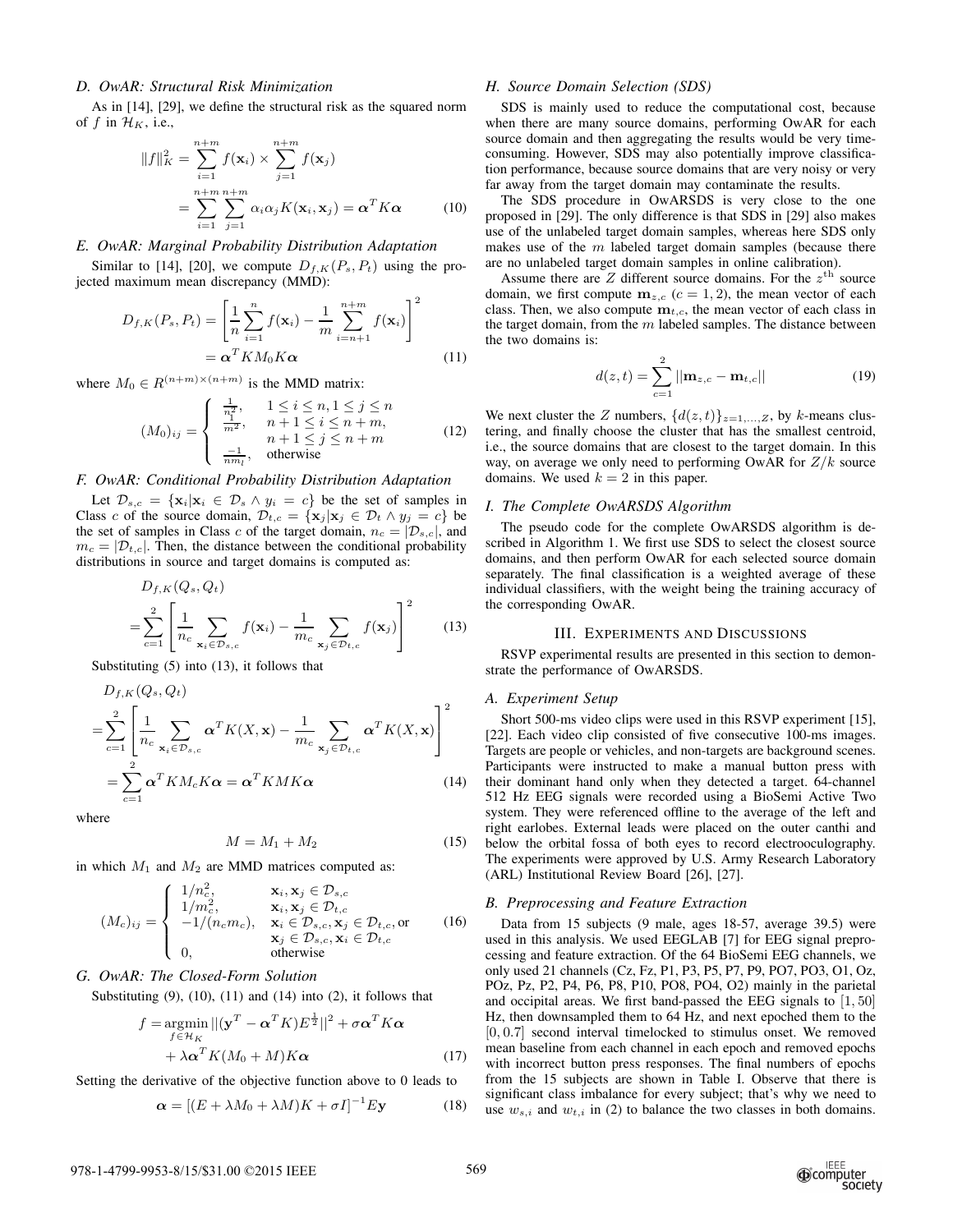### D. OwAR: Structural Risk Minimization

As in [14], [29], we define the structural risk as the squared norm of $f$ in $\mathcal{H}_K$, i.e.,

$$\|f\|_K^2 = \sum_{i=1}^{n+m} f(\mathbf{x}_i) \times \sum_{j=1}^{n+m} f(\mathbf{x}_j) = \sum_{i=1}^{n+m}\sum_{j=1}^{n+m} \alpha_i \alpha_j K(\mathbf{x}_i, \mathbf{x}_j) = \boldsymbol{\alpha}^T K \boldsymbol{\alpha} \tag{10}$$

### E. OwAR: Marginal Probability Distribution Adaptation

Similar to [14], [20], we compute $D_{f,K}(P_s, P_t)$ using the projected maximum mean discrepancy (MMD):

$$D_{f,K}(P_s, P_t) = \left[\frac{1}{n}\sum_{i=1}^{n} f(\mathbf{x}_i) - \frac{1}{m}\sum_{i=n+1}^{n+m} f(\mathbf{x}_i)\right]^2 = \boldsymbol{\alpha}^T K M_0 K \boldsymbol{\alpha} \tag{11}$$

where $M_0 \in R^{(n+m)\times(n+m)}$ is the MMD matrix:

$$(M_0)_{ij} = \begin{cases} \frac{1}{n^2}, & 1 \le i \le n, 1 \le j \le n \\ \frac{1}{m^2}, & n+1 \le i \le n+m, \\ & n+1 \le j \le n+m \\ \frac{-1}{nm_l}, & \text{otherwise} \end{cases} \tag{12}$$

### F. OwAR: Conditional Probability Distribution Adaptation

Let $\mathcal{D}_{s,c} = \{\mathbf{x}_i | \mathbf{x}_i \in \mathcal{D}_s \wedge y_i = c\}$ be the set of samples in Class $c$ of the source domain, $\mathcal{D}_{t,c} = \{\mathbf{x}_j | \mathbf{x}_j \in \mathcal{D}_t \wedge y_j = c\}$ be the set of samples in Class $c$ of the target domain, $n_c = |\mathcal{D}_{s,c}|$, and $m_c = |\mathcal{D}_{t,c}|$. Then, the distance between the conditional probability distributions in source and target domains is computed as:

$$D_{f,K}(Q_s, Q_t) = \sum_{c=1}^{2}\left[\frac{1}{n_c}\sum_{\mathbf{x}_i \in \mathcal{D}_{s,c}} f(\mathbf{x}_i) - \frac{1}{m_c}\sum_{\mathbf{x}_j \in \mathcal{D}_{t,c}} f(\mathbf{x}_j)\right]^2 \tag{13}$$

Substituting (5) into (13), it follows that

$$D_{f,K}(Q_s, Q_t) = \sum_{c=1}^{2}\left[\frac{1}{n_c}\sum_{\mathbf{x}_i \in \mathcal{D}_{s,c}} \boldsymbol{\alpha}^T K(X, \mathbf{x}) - \frac{1}{m_c}\sum_{\mathbf{x}_j \in \mathcal{D}_{t,c}} \boldsymbol{\alpha}^T K(X, \mathbf{x})\right]^2 = \sum_{c=1}^{2} \boldsymbol{\alpha}^T K M_c K \boldsymbol{\alpha} = \boldsymbol{\alpha}^T K M K \boldsymbol{\alpha} \tag{14}$$

where

$$M = M_1 + M_2 \tag{15}$$

in which $M_1$ and $M_2$ are MMD matrices computed as:

$$(M_c)_{ij} = \begin{cases} 1/n_c^2, & \mathbf{x}_i, \mathbf{x}_j \in \mathcal{D}_{s,c} \\ 1/m_c^2, & \mathbf{x}_i, \mathbf{x}_j \in \mathcal{D}_{t,c} \\ -1/(n_c m_c), & \mathbf{x}_i \in \mathcal{D}_{s,c}, \mathbf{x}_j \in \mathcal{D}_{t,c}, \text{or} \\ & \mathbf{x}_j \in \mathcal{D}_{s,c}, \mathbf{x}_i \in \mathcal{D}_{t,c} \\ 0, & \text{otherwise} \end{cases} \tag{16}$$

### G. OwAR: The Closed-Form Solution

Substituting (9), (10), (11) and (14) into (2), it follows that

$$f = \underset{f \in \mathcal{H}_K}{\operatorname{argmin}} \|(\mathbf{y}^T - \boldsymbol{\alpha}^T K)E^{\frac{1}{2}}\|^2 + \sigma \boldsymbol{\alpha}^T K \boldsymbol{\alpha} + \lambda \boldsymbol{\alpha}^T K(M_0 + M)K\boldsymbol{\alpha} \tag{17}$$

Setting the derivative of the objective function above to 0 leads to

$$\boldsymbol{\alpha} = [(E + \lambda M_0 + \lambda M)K + \sigma I]^{-1} E\mathbf{y} \tag{18}$$

### H. Source Domain Selection (SDS)

SDS is mainly used to reduce the computational cost, because when there are many source domains, performing OwAR for each source domain and then aggregating the results would be very time-consuming. However, SDS may also potentially improve classification performance, because source domains that are very noisy or very far away from the target domain may contaminate the results.

The SDS procedure in OwARSDS is very close to the one proposed in [29]. The only difference is that SDS in [29] also makes use of the unlabeled target domain samples, whereas here SDS only makes use of the $m$ labeled target domain samples (because there are no unlabeled target domain samples in online calibration).

Assume there are $Z$ different source domains. For the $z^{\text{th}}$ source domain, we first compute $\mathbf{m}_{z,c}$ ($c = 1, 2$), the mean vector of each class. Then, we also compute $\mathbf{m}_{t,c}$, the mean vector of each class in the target domain, from the $m$ labeled samples. The distance between the two domains is:

$$d(z,t) = \sum_{c=1}^{2} ||\mathbf{m}_{z,c} - \mathbf{m}_{t,c}|| \tag{19}$$

We next cluster the $Z$ numbers, $\{d(z,t)\}_{z=1,\ldots,Z}$, by $k$-means clustering, and finally choose the cluster that has the smallest centroid, i.e., the source domains that are closest to the target domain. In this way, on average we only need to performing OwAR for $Z/k$ source domains. We used $k = 2$ in this paper.

### I. The Complete OwARSDS Algorithm

The pseudo code for the complete OwARSDS algorithm is described in Algorithm 1. We first use SDS to select the closest source domains, and then perform OwAR for each selected source domain separately. The final classification is a weighted average of these individual classifiers, with the weight being the training accuracy of the corresponding OwAR.

## III. Experiments and Discussions

RSVP experimental results are presented in this section to demonstrate the performance of OwARSDS.

### A. Experiment Setup

Short 500-ms video clips were used in this RSVP experiment [15], [22]. Each video clip consisted of five consecutive 100-ms images. Targets are people or vehicles, and non-targets are background scenes. Participants were instructed to make a manual button press with their dominant hand only when they detected a target. 64-channel 512 Hz EEG signals were recorded using a BioSemi Active Two system. They were referenced offline to the average of the left and right earlobes. External leads were placed on the outer canthi and below the orbital fossa of both eyes to record electrooculography. The experiments were approved by U.S. Army Research Laboratory (ARL) Institutional Review Board [26], [27].

### B. Preprocessing and Feature Extraction

Data from 15 subjects (9 male, ages 18-57, average 39.5) were used in this analysis. We used EEGLAB [7] for EEG signal preprocessing and feature extraction. Of the 64 BioSemi EEG channels, we only used 21 channels (Cz, Fz, P1, P3, P5, P7, P9, PO7, PO3, O1, Oz, POz, Pz, P2, P4, P6, P8, P10, PO8, PO4, O2) mainly in the parietal and occipital areas. We first band-passed the EEG signals to $[1, 50]$ Hz, then downsampled them to 64 Hz, and next epoched them to the $[0, 0.7]$ second interval timelocked to stimulus onset. We removed mean baseline from each channel in each epoch and removed epochs with incorrect button press responses. The final numbers of epochs from the 15 subjects are shown in Table I. Observe that there is significant class imbalance for every subject; that's why we need to use $w_{s,i}$ and $w_{t,i}$ in (2) to balance the two classes in both domains.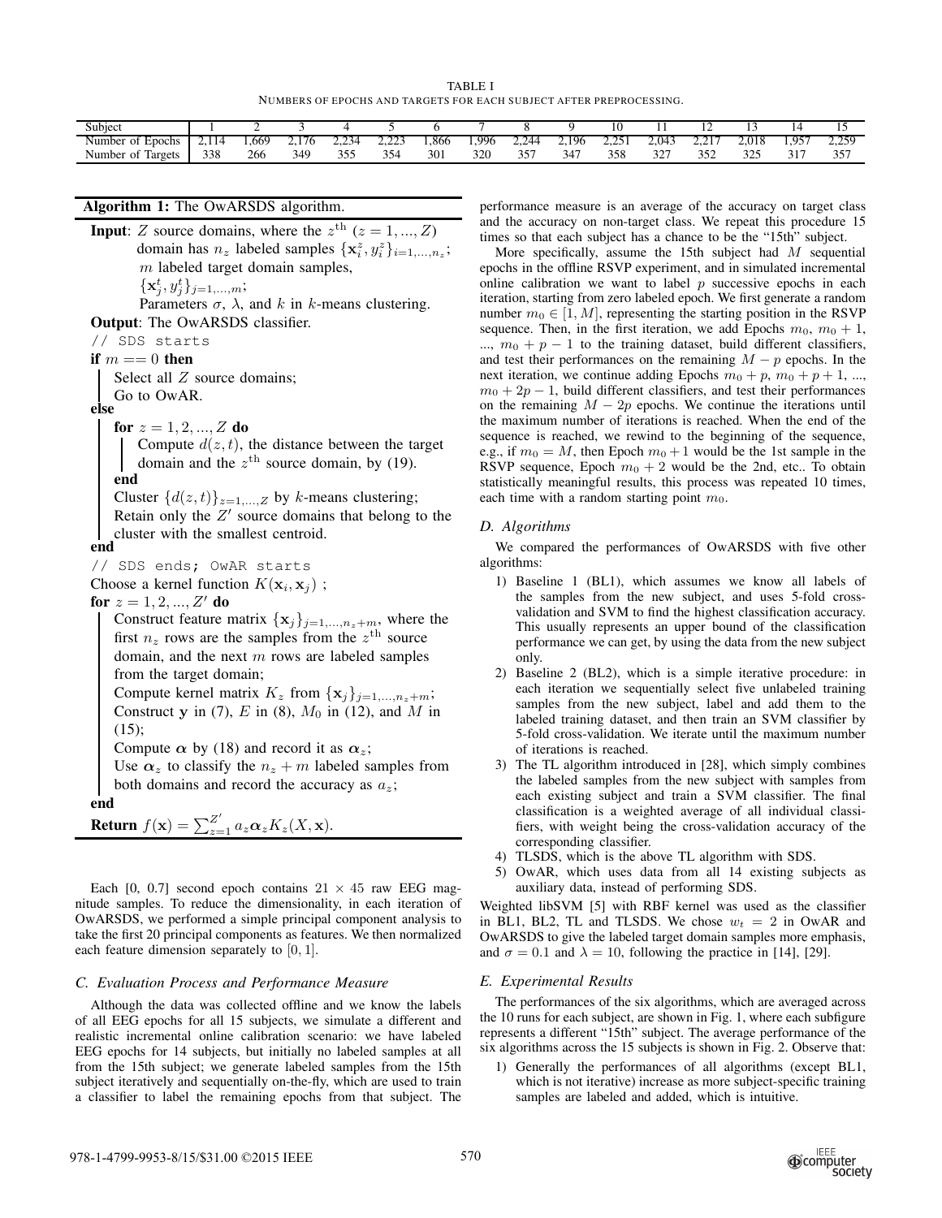TABLE I
NUMBERS OF EPOCHS AND TARGETS FOR EACH SUBJECT AFTER PREPROCESSING.

| Subject | 1 | 2 | 3 | 4 | 5 | 6 | 7 | 8 | 9 | 10 | 11 | 12 | 13 | 14 | 15 |
|---|---|---|---|---|---|---|---|---|---|---|---|---|---|---|---|
| Number of Epochs | 2,114 | 1,669 | 2,176 | 2,234 | 2,223 | 1,866 | 1,996 | 2,244 | 2,196 | 2,251 | 2,043 | 2,217 | 2,018 | 1,957 | 2,259 |
| Number of Targets | 338 | 266 | 349 | 355 | 354 | 301 | 320 | 357 | 347 | 358 | 327 | 352 | 325 | 317 | 357 |

**Algorithm 1:** The OwARSDS algorithm.

**Input**: $Z$ source domains, where the $z^{\text{th}}$ $(z = 1, ..., Z)$ domain has $n_z$ labeled samples $\{\mathbf{x}_i^z, y_i^z\}_{i=1,...,n_z}$;
$m$ labeled target domain samples, $\{\mathbf{x}_j^t, y_j^t\}_{j=1,...,m}$;
Parameters $\sigma$, $\lambda$, and $k$ in $k$-means clustering.
**Output**: The OwARSDS classifier.

```
// SDS starts
if m == 0 then
    Select all Z source domains;
    Go to OwAR.
else
    for z = 1, 2, ..., Z do
        Compute d(z, t), the distance between the target
        domain and the z-th source domain, by (19).
    end
    Cluster {d(z, t)}_{z=1,...,Z} by k-means clustering;
    Retain only the Z' source domains that belong to the
    cluster with the smallest centroid.
end
// SDS ends; OwAR starts
Choose a kernel function K(x_i, x_j);
for z = 1, 2, ..., Z' do
    Construct feature matrix {x_j}_{j=1,...,n_z+m}, where the
    first n_z rows are the samples from the z-th source
    domain, and the next m rows are labeled samples
    from the target domain;
    Compute kernel matrix K_z from {x_j}_{j=1,...,n_z+m};
    Construct y in (7), E in (8), M_0 in (12), and M in (15);
    Compute α by (18) and record it as α_z;
    Use α_z to classify the n_z + m labeled samples from
    both domains and record the accuracy as a_z;
end
Return f(x) = Σ_{z=1}^{Z'} a_z α_z K_z(X, x).
```

Each [0, 0.7] second epoch contains $21 \times 45$ raw EEG magnitude samples. To reduce the dimensionality, in each iteration of OwARSDS, we performed a simple principal component analysis to take the first 20 principal components as features. We then normalized each feature dimension separately to $[0, 1]$.

### C. Evaluation Process and Performance Measure

Although the data was collected offline and we know the labels of all EEG epochs for all 15 subjects, we simulate a different and realistic incremental online calibration scenario: we have labeled EEG epochs for 14 subjects, but initially no labeled samples at all from the 15th subject; we generate labeled samples from the 15th subject iteratively and sequentially on-the-fly, which are used to train a classifier to label the remaining epochs from that subject. The performance measure is an average of the accuracy on target class and the accuracy on non-target class. We repeat this procedure 15 times so that each subject has a chance to be the "15th" subject.

More specifically, assume the 15th subject had $M$ sequential epochs in the offline RSVP experiment, and in simulated incremental online calibration we want to label $p$ successive epochs in each iteration, starting from zero labeled epoch. We first generate a random number $m_0 \in [1, M]$, representing the starting position in the RSVP sequence. Then, in the first iteration, we add Epochs $m_0$, $m_0 + 1$, ..., $m_0 + p - 1$ to the training dataset, build different classifiers, and test their performances on the remaining $M - p$ epochs. In the next iteration, we continue adding Epochs $m_0 + p$, $m_0 + p + 1$, ..., $m_0 + 2p - 1$, build different classifiers, and test their performances on the remaining $M - 2p$ epochs. We continue the iterations until the maximum number of iterations is reached. When the end of the sequence is reached, we rewind to the beginning of the sequence, e.g., if $m_0 = M$, then Epoch $m_0 + 1$ would be the 1st sample in the RSVP sequence, Epoch $m_0 + 2$ would be the 2nd, etc.. To obtain statistically meaningful results, this process was repeated 10 times, each time with a random starting point $m_0$.

### D. Algorithms

We compared the performances of OwARSDS with five other algorithms:

1) Baseline 1 (BL1), which assumes we know all labels of the samples from the new subject, and uses 5-fold cross-validation and SVM to find the highest classification accuracy. This usually represents an upper bound of the classification performance we can get, by using the data from the new subject only.
2) Baseline 2 (BL2), which is a simple iterative procedure: in each iteration we sequentially select five unlabeled training samples from the new subject, label and add them to the labeled training dataset, and then train an SVM classifier by 5-fold cross-validation. We iterate until the maximum number of iterations is reached.
3) The TL algorithm introduced in [28], which simply combines the labeled samples from the new subject with samples from each existing subject and train a SVM classifier. The final classification is a weighted average of all individual classifiers, with weight being the cross-validation accuracy of the corresponding classifier.
4) TLSDS, which is the above TL algorithm with SDS.
5) OwAR, which uses data from all 14 existing subjects as auxiliary data, instead of performing SDS.

Weighted libSVM [5] with RBF kernel was used as the classifier in BL1, BL2, TL and TLSDS. We chose $w_t = 2$ in OwAR and OwARSDS to give the labeled target domain samples more emphasis, and $\sigma = 0.1$ and $\lambda = 10$, following the practice in [14], [29].

### E. Experimental Results

The performances of the six algorithms, which are averaged across the 10 runs for each subject, are shown in Fig. 1, where each subfigure represents a different "15th" subject. The average performance of the six algorithms across the 15 subjects is shown in Fig. 2. Observe that:

1) Generally the performances of all algorithms (except BL1, which is not iterative) increase as more subject-specific training samples are labeled and added, which is intuitive.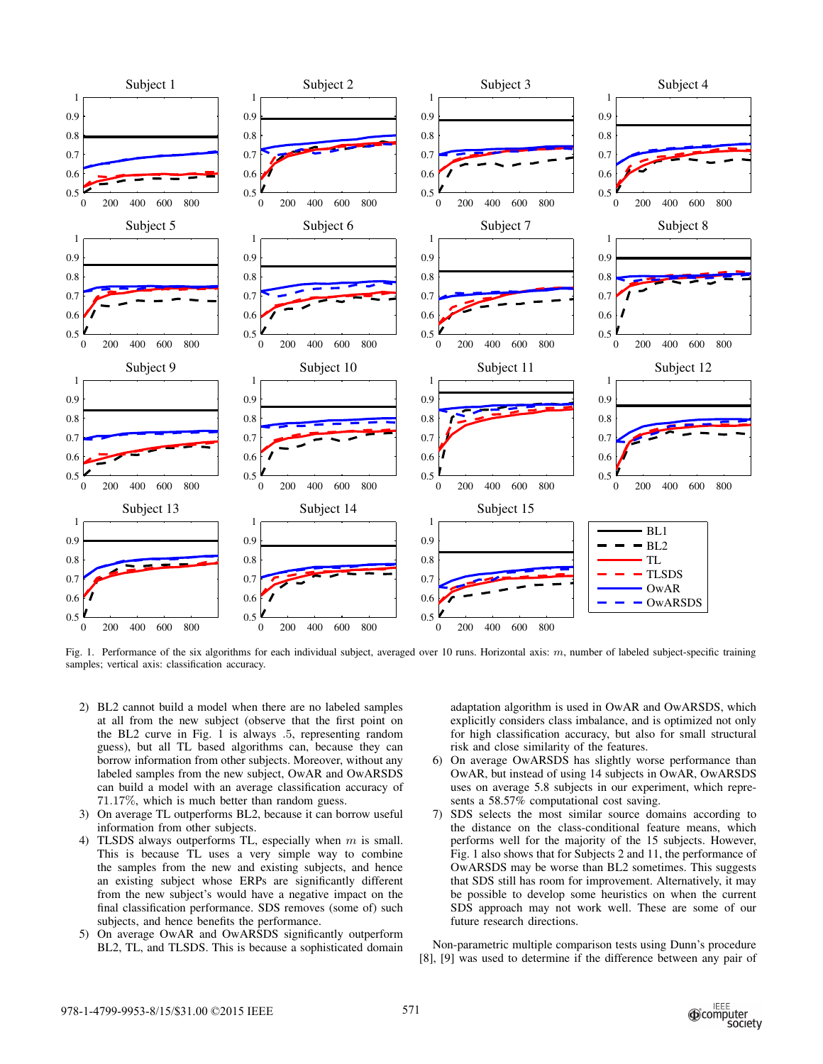Fig. 1. Performance of the six algorithms for each individual subject, averaged over 10 runs. Horizontal axis: $m$, number of labeled subject-specific training samples; vertical axis: classification accuracy.

2) BL2 cannot build a model when there are no labeled samples at all from the new subject (observe that the first point on the BL2 curve in Fig. 1 is always .5, representing random guess), but all TL based algorithms can, because they can borrow information from other subjects. Moreover, without any labeled samples from the new subject, OwAR and OwARSDS can build a model with an average classification accuracy of 71.17%, which is much better than random guess.
3) On average TL outperforms BL2, because it can borrow useful information from other subjects.
4) TLSDS always outperforms TL, especially when $m$ is small. This is because TL uses a very simple way to combine the samples from the new and existing subjects, and hence an existing subject whose ERPs are significantly different from the new subject's would have a negative impact on the final classification performance. SDS removes (some of) such subjects, and hence benefits the performance.
5) On average OwAR and OwARSDS significantly outperform BL2, TL, and TLSDS. This is because a sophisticated domain adaptation algorithm is used in OwAR and OwARSDS, which explicitly considers class imbalance, and is optimized not only for high classification accuracy, but also for small structural risk and close similarity of the features.
6) On average OwARSDS has slightly worse performance than OwAR, but instead of using 14 subjects in OwAR, OwARSDS uses on average 5.8 subjects in our experiment, which represents a 58.57% computational cost saving.
7) SDS selects the most similar source domains according to the distance on the class-conditional feature means, which performs well for the majority of the 15 subjects. However, Fig. 1 also shows that for Subjects 2 and 11, the performance of OwARSDS may be worse than BL2 sometimes. This suggests that SDS still has room for improvement. Alternatively, it may be possible to develop some heuristics on when the current SDS approach may not work well. These are some of our future research directions.

Non-parametric multiple comparison tests using Dunn's procedure [8], [9] was used to determine if the difference between any pair of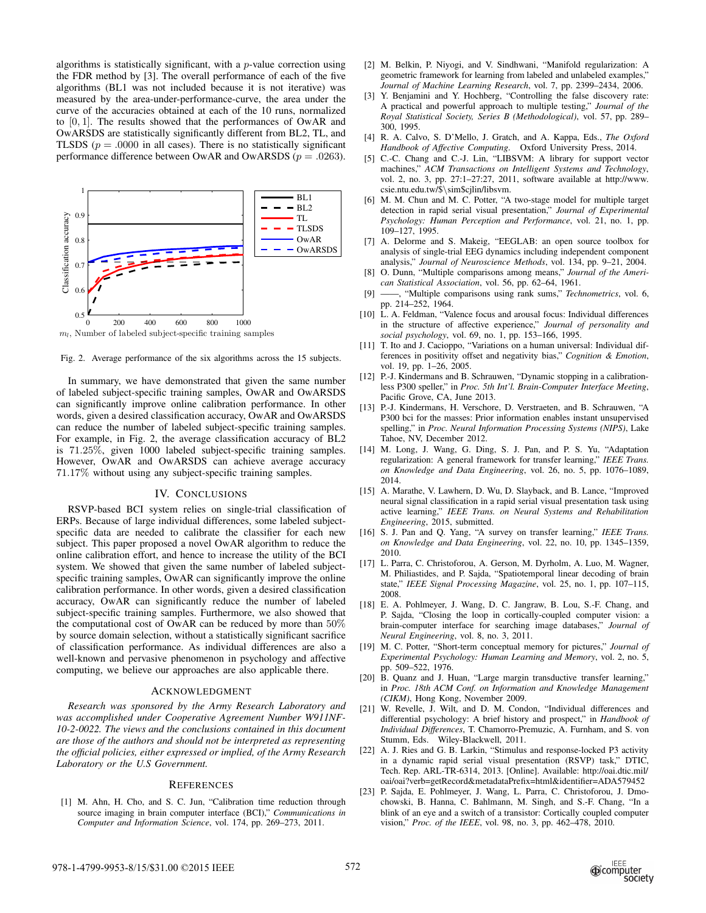algorithms is statistically significant, with a $p$-value correction using the FDR method by [3]. The overall performance of each of the five algorithms (BL1 was not included because it is not iterative) was measured by the area-under-performance-curve, the area under the curve of the accuracies obtained at each of the 10 runs, normalized to $[0, 1]$. The results showed that the performances of OwAR and OwARSDS are statistically significantly different from BL2, TL, and TLSDS ($p = .0000$ in all cases). There is no statistically significant performance difference between OwAR and OwARSDS ($p = .0263$).

Fig. 2. Average performance of the six algorithms across the 15 subjects.

In summary, we have demonstrated that given the same number of labeled subject-specific training samples, OwAR and OwARSDS can significantly improve online calibration performance. In other words, given a desired classification accuracy, OwAR and OwARSDS can reduce the number of labeled subject-specific training samples. For example, in Fig. 2, the average classification accuracy of BL2 is 71.25%, given 1000 labeled subject-specific training samples. However, OwAR and OwARSDS can achieve average accuracy 71.17% without using any subject-specific training samples.

## IV. Conclusions

RSVP-based BCI system relies on single-trial classification of ERPs. Because of large individual differences, some labeled subject-specific data are needed to calibrate the classifier for each new subject. This paper proposed a novel OwAR algorithm to reduce the online calibration effort, and hence to increase the utility of the BCI system. We showed that given the same number of labeled subject-specific training samples, OwAR can significantly improve the online calibration performance. In other words, given a desired classification accuracy, OwAR can significantly reduce the number of labeled subject-specific training samples. Furthermore, we also showed that the computational cost of OwAR can be reduced by more than 50% by source domain selection, without a statistically significant sacrifice of classification performance. As individual differences are also a well-known and pervasive phenomenon in psychology and affective computing, we believe our approaches are also applicable there.

## Acknowledgment

*Research was sponsored by the Army Research Laboratory and was accomplished under Cooperative Agreement Number W911NF-10-2-0022. The views and the conclusions contained in this document are those of the authors and should not be interpreted as representing the official policies, either expressed or implied, of the Army Research Laboratory or the U.S Government.*

## References

[1] M. Ahn, H. Cho, and S. C. Jun, "Calibration time reduction through source imaging in brain computer interface (BCI)," *Communications in Computer and Information Science*, vol. 174, pp. 269–273, 2011.

[2] M. Belkin, P. Niyogi, and V. Sindhwani, "Manifold regularization: A geometric framework for learning from labeled and unlabeled examples," *Journal of Machine Learning Research*, vol. 7, pp. 2399–2434, 2006.

[3] Y. Benjamini and Y. Hochberg, "Controlling the false discovery rate: A practical and powerful approach to multiple testing," *Journal of the Royal Statistical Society, Series B (Methodological)*, vol. 57, pp. 289–300, 1995.

[4] R. A. Calvo, S. D'Mello, J. Gratch, and A. Kappa, Eds., *The Oxford Handbook of Affective Computing*. Oxford University Press, 2014.

[5] C.-C. Chang and C.-J. Lin, "LIBSVM: A library for support vector machines," *ACM Transactions on Intelligent Systems and Technology*, vol. 2, no. 3, pp. 27:1–27:27, 2011, software available at http://www.csie.ntu.edu.tw/$\sim$cjlin/libsvm.

[6] M. M. Chun and M. C. Potter, "A two-stage model for multiple target detection in rapid serial visual presentation," *Journal of Experimental Psychology: Human Perception and Performance*, vol. 21, no. 1, pp. 109–127, 1995.

[7] A. Delorme and S. Makeig, "EEGLAB: an open source toolbox for analysis of single-trial EEG dynamics including independent component analysis," *Journal of Neuroscience Methods*, vol. 134, pp. 9–21, 2004.

[8] O. Dunn, "Multiple comparisons among means," *Journal of the American Statistical Association*, vol. 56, pp. 62–64, 1961.

[9] ——, "Multiple comparisons using rank sums," *Technometrics*, vol. 6, pp. 214–252, 1964.

[10] L. A. Feldman, "Valence focus and arousal focus: Individual differences in the structure of affective experience," *Journal of personality and social psychology*, vol. 69, no. 1, pp. 153–166, 1995.

[11] T. Ito and J. Cacioppo, "Variations on a human universal: Individual differences in positivity offset and negativity bias," *Cognition & Emotion*, vol. 19, pp. 1–26, 2005.

[12] P.-J. Kindermans and B. Schrauwen, "Dynamic stopping in a calibrationless P300 speller," in *Proc. 5th Int'l. Brain-Computer Interface Meeting*, Pacific Grove, CA, June 2013.

[13] P.-J. Kindermans, H. Verschore, D. Verstraeten, and B. Schrauwen, "A P300 bci for the masses: Prior information enables instant unsupervised spelling," in *Proc. Neural Information Processing Systems (NIPS)*, Lake Tahoe, NV, December 2012.

[14] M. Long, J. Wang, G. Ding, S. J. Pan, and P. S. Yu, "Adaptation regularization: A general framework for transfer learning," *IEEE Trans. on Knowledge and Data Engineering*, vol. 26, no. 5, pp. 1076–1089, 2014.

[15] A. Marathe, V. Lawhern, D. Wu, D. Slayback, and B. Lance, "Improved neural signal classification in a rapid serial visual presentation task using active learning," *IEEE Trans. on Neural Systems and Rehabilitation Engineering*, 2015, submitted.

[16] S. J. Pan and Q. Yang, "A survey on transfer learning," *IEEE Trans. on Knowledge and Data Engineering*, vol. 22, no. 10, pp. 1345–1359, 2010.

[17] L. Parra, C. Christoforou, A. Gerson, M. Dyrholm, A. Luo, M. Wagner, M. Philiastides, and P. Sajda, "Spatiotemporal linear decoding of brain state," *IEEE Signal Processing Magazine*, vol. 25, no. 1, pp. 107–115, 2008.

[18] E. A. Pohlmeyer, J. Wang, D. C. Jangraw, B. Lou, S.-F. Chang, and P. Sajda, "Closing the loop in cortically-coupled computer vision: a brain-computer interface for searching image databases," *Journal of Neural Engineering*, vol. 8, no. 3, 2011.

[19] M. C. Potter, "Short-term conceptual memory for pictures," *Journal of Experimental Psychology: Human Learning and Memory*, vol. 2, no. 5, pp. 509–522, 1976.

[20] B. Quanz and J. Huan, "Large margin transductive transfer learning," in *Proc. 18th ACM Conf. on Information and Knowledge Management (CIKM)*, Hong Kong, November 2009.

[21] W. Revelle, J. Wilt, and D. M. Condon, "Individual differences and differential psychology: A brief history and prospect," in *Handbook of Individual Differences*, T. Chamorro-Premuzic, A. Furnham, and S. von Stumm, Eds. Wiley-Blackwell, 2011.

[22] A. J. Ries and G. B. Larkin, "Stimulus and response-locked P3 activity in a dynamic rapid serial visual presentation (RSVP) task," DTIC, Tech. Rep. ARL-TR-6314, 2013. [Online]. Available: http://oai.dtic.mil/oai/oai?verb=getRecord&metadataPrefix=html&identifier=ADA579452

[23] P. Sajda, E. Pohlmeyer, J. Wang, L. Parra, C. Christoforou, J. Dmochowski, B. Hanna, C. Bahlmann, M. Singh, and S.-F. Chang, "In a blink of an eye and a switch of a transistor: Cortically coupled computer vision," *Proc. of the IEEE*, vol. 98, no. 3, pp. 462–478, 2010.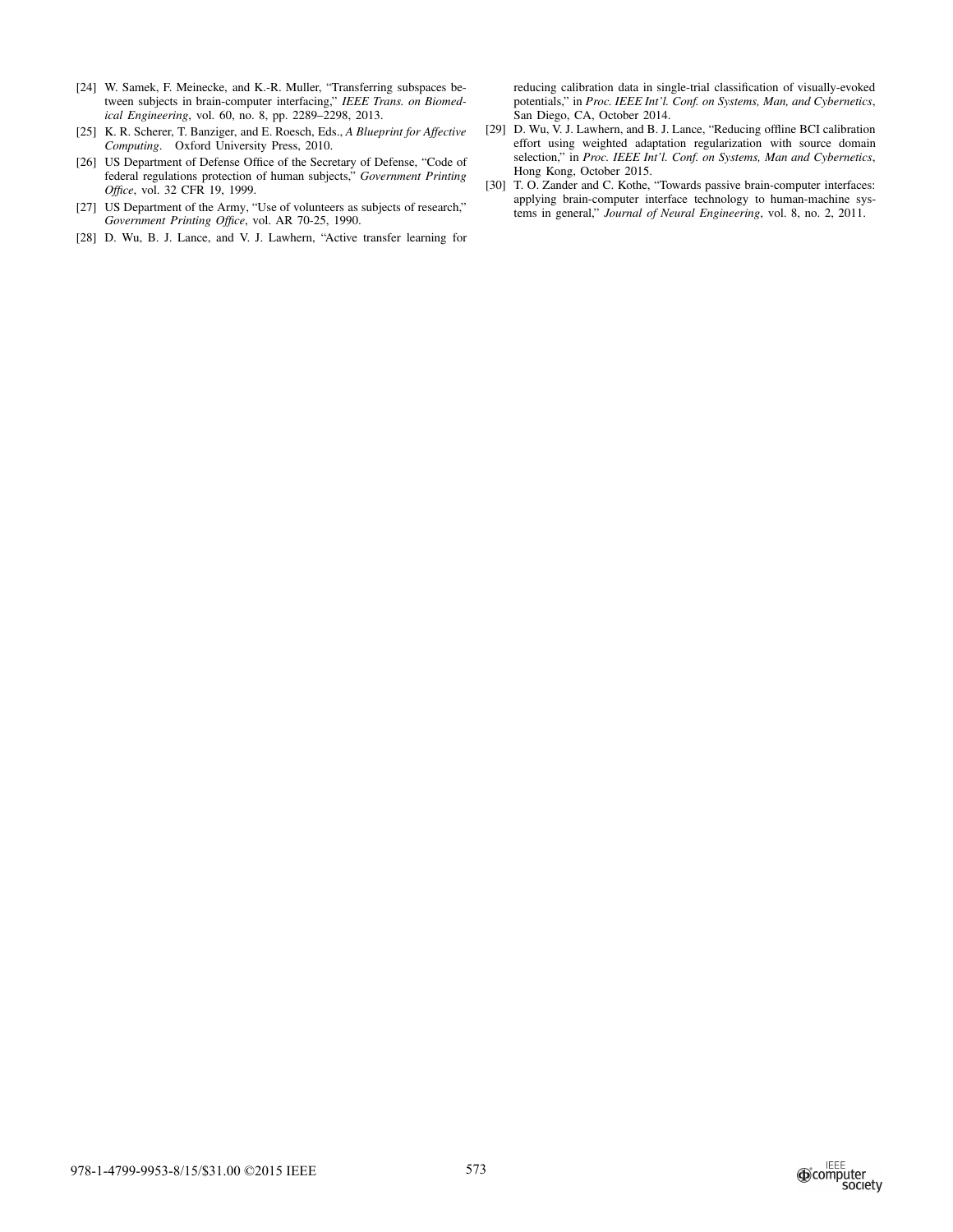[24] W. Samek, F. Meinecke, and K.-R. Muller, "Transferring subspaces between subjects in brain-computer interfacing," *IEEE Trans. on Biomedical Engineering*, vol. 60, no. 8, pp. 2289–2298, 2013.

[25] K. R. Scherer, T. Banziger, and E. Roesch, Eds., *A Blueprint for Affective Computing*. Oxford University Press, 2010.

[26] US Department of Defense Office of the Secretary of Defense, "Code of federal regulations protection of human subjects," *Government Printing Office*, vol. 32 CFR 19, 1999.

[27] US Department of the Army, "Use of volunteers as subjects of research," *Government Printing Office*, vol. AR 70-25, 1990.

[28] D. Wu, B. J. Lance, and V. J. Lawhern, "Active transfer learning for reducing calibration data in single-trial classification of visually-evoked potentials," in *Proc. IEEE Int'l. Conf. on Systems, Man, and Cybernetics*, San Diego, CA, October 2014.

[29] D. Wu, V. J. Lawhern, and B. J. Lance, "Reducing offline BCI calibration effort using weighted adaptation regularization with source domain selection," in *Proc. IEEE Int'l. Conf. on Systems, Man and Cybernetics*, Hong Kong, October 2015.

[30] T. O. Zander and C. Kothe, "Towards passive brain-computer interfaces: applying brain-computer interface technology to human-machine systems in general," *Journal of Neural Engineering*, vol. 8, no. 2, 2011.